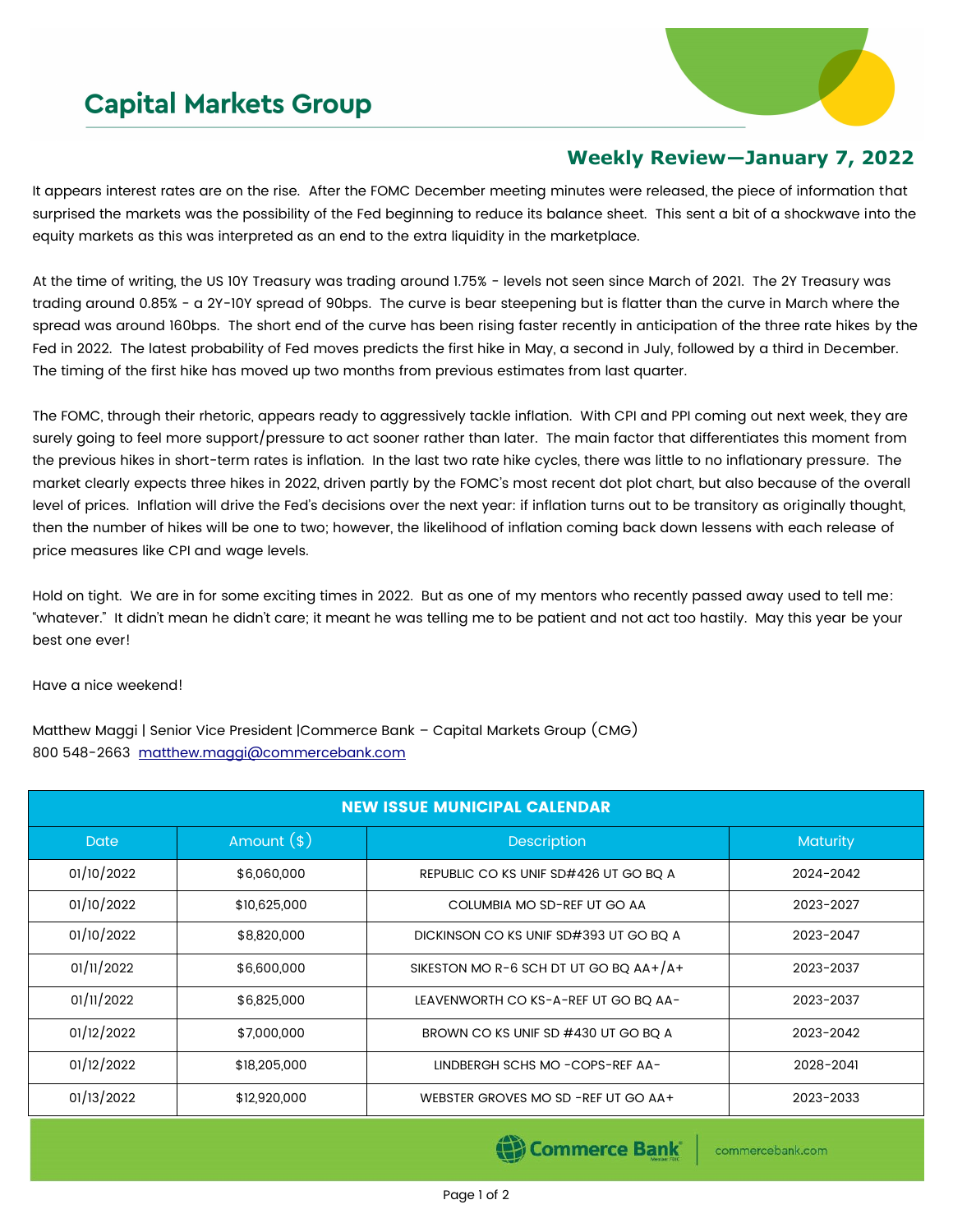# Capital Markets Group

## Weekly Review—January 7, 2022

It appears interest rates are on the rise. After the FOMC December meeting minutes were released, the piece of information that surprised the markets was the possibility of the Fed beginning to reduce its balance sheet. This sent a bit of a shockwave into the equity markets as this was interpreted as an end to the extra liquidity in the marketplace.

At the time of writing, the US 10Y Treasury was trading around 1.75% - levels not seen since March of 2021. The 2Y Treasury was trading around 0.85% - a 2Y-10Y spread of 90bps. The curve is bear steepening but is flatter than the curve in March where the spread was around 160bps. The short end of the curve has been rising faster recently in anticipation of the three rate hikes by the Fed in 2022. The latest probability of Fed moves predicts the first hike in May, a second in July, followed by a third in December. The timing of the first hike has moved up two months from previous estimates from last quarter.

The FOMC, through their rhetoric, appears ready to aggressively tackle inflation. With CPI and PPI coming out next week, they are surely going to feel more support/pressure to act sooner rather than later. The main factor that differentiates this moment from the previous hikes in short-term rates is inflation. In the last two rate hike cycles, there was little to no inflationary pressure. The market clearly expects three hikes in 2022, driven partly by the FOMC's most recent dot plot chart, but also because of the overall level of prices. Inflation will drive the Fed's decisions over the next year: if inflation turns out to be transitory as originally thought, then the number of hikes will be one to two; however, the likelihood of inflation coming back down lessens with each release of price measures like CPI and wage levels.

Hold on tight. We are in for some exciting times in 2022. But as one of my mentors who recently passed away used to tell me: "whatever." It didn't mean he didn't care; it meant he was telling me to be patient and not act too hastily. May this year be your best one ever!

Have a nice weekend!

Matthew Maggi | Senior Vice President |Commerce Bank – Capital Markets Group (CMG)
800 548-2663 matthew.maggi@commercebank.com

| NEW ISSUE MUNICIPAL CALENDAR | | | |
|---|---|---|---|
| Date | Amount ($) | Description | Maturity |
| 01/10/2022 | $6,060,000 | REPUBLIC CO KS UNIF SD#426 UT GO BQ A | 2024-2042 |
| 01/10/2022 | $10,625,000 | COLUMBIA MO SD-REF UT GO AA | 2023-2027 |
| 01/10/2022 | $8,820,000 | DICKINSON CO KS UNIF SD#393 UT GO BQ A | 2023-2047 |
| 01/11/2022 | $6,600,000 | SIKESTON MO R-6 SCH DT UT GO BQ AA+/A+ | 2023-2037 |
| 01/11/2022 | $6,825,000 | LEAVENWORTH CO KS-A-REF UT GO BQ AA- | 2023-2037 |
| 01/12/2022 | $7,000,000 | BROWN CO KS UNIF SD #430 UT GO BQ A | 2023-2042 |
| 01/12/2022 | $18,205,000 | LINDBERGH SCHS MO -COPS-REF AA- | 2028-2041 |
| 01/13/2022 | $12,920,000 | WEBSTER GROVES MO SD -REF UT GO AA+ | 2023-2033 |

Commerce Bank | commercebank.com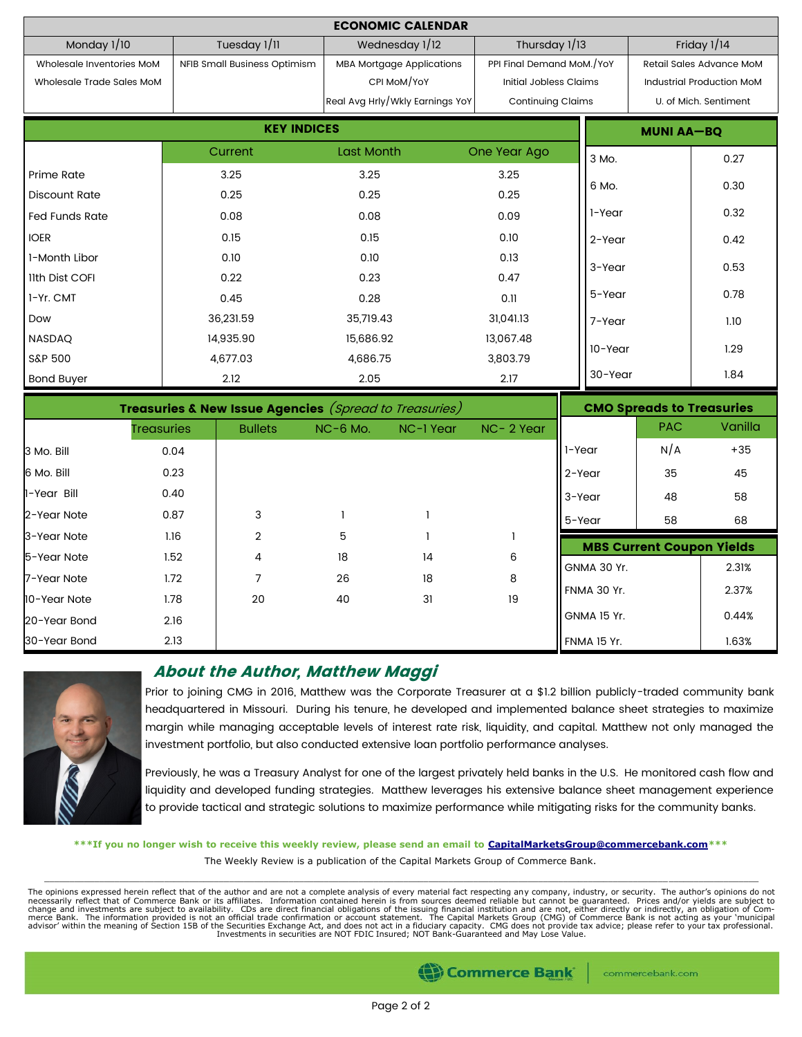## ECONOMIC CALENDAR

| Monday 1/10 | Tuesday 1/11 | Wednesday 1/12 | Thursday 1/13 | Friday 1/14 |
|---|---|---|---|---|
| Wholesale Inventories MoM | NFIB Small Business Optimism | MBA Mortgage Applications | PPI Final Demand MoM./YoY | Retail Sales Advance MoM |
| Wholesale Trade Sales MoM | | CPI MoM/YoY | Initial Jobless Claims | Industrial Production MoM |
| | | Real Avg Hrly/Wkly Earnings YoY | Continuing Claims | U. of Mich. Sentiment |

## KEY INDICES

| | Current | Last Month | One Year Ago |
|---|---|---|---|
| Prime Rate | 3.25 | 3.25 | 3.25 |
| Discount Rate | 0.25 | 0.25 | 0.25 |
| Fed Funds Rate | 0.08 | 0.08 | 0.09 |
| IOER | 0.15 | 0.15 | 0.10 |
| 1-Month Libor | 0.10 | 0.10 | 0.13 |
| 11th Dist COFI | 0.22 | 0.23 | 0.47 |
| 1-Yr. CMT | 0.45 | 0.28 | 0.11 |
| Dow | 36,231.59 | 35,719.43 | 31,041.13 |
| NASDAQ | 14,935.90 | 15,686.92 | 13,067.48 |
| S&P 500 | 4,677.03 | 4,686.75 | 3,803.79 |
| Bond Buyer | 2.12 | 2.05 | 2.17 |

## MUNI AA—BQ

| | |
|---|---|
| 3 Mo. | 0.27 |
| 6 Mo. | 0.30 |
| 1-Year | 0.32 |
| 2-Year | 0.42 |
| 3-Year | 0.53 |
| 5-Year | 0.78 |
| 7-Year | 1.10 |
| 10-Year | 1.29 |
| 30-Year | 1.84 |

## Treasuries & New Issue Agencies *(Spread to Treasuries)*

| | Treasuries | Bullets | NC-6 Mo. | NC-1 Year | NC- 2 Year |
|---|---|---|---|---|---|
| 3 Mo. Bill | 0.04 | | | | |
| 6 Mo. Bill | 0.23 | | | | |
| 1-Year Bill | 0.40 | | | | |
| 2-Year Note | 0.87 | 3 | 1 | 1 | |
| 3-Year Note | 1.16 | 2 | 5 | 1 | 1 |
| 5-Year Note | 1.52 | 4 | 18 | 14 | 6 |
| 7-Year Note | 1.72 | 7 | 26 | 18 | 8 |
| 10-Year Note | 1.78 | 20 | 40 | 31 | 19 |
| 20-Year Bond | 2.16 | | | | |
| 30-Year Bond | 2.13 | | | | |

## CMO Spreads to Treasuries

| | PAC | Vanilla |
|---|---|---|
| 1-Year | N/A | +35 |
| 2-Year | 35 | 45 |
| 3-Year | 48 | 58 |
| 5-Year | 58 | 68 |

## MBS Current Coupon Yields

| | |
|---|---|
| GNMA 30 Yr. | 2.31% |
| FNMA 30 Yr. | 2.37% |
| GNMA 15 Yr. | 0.44% |
| FNMA 15 Yr. | 1.63% |

## About the Author, Matthew Maggi

Prior to joining CMG in 2016, Matthew was the Corporate Treasurer at a $1.2 billion publicly-traded community bank headquartered in Missouri. During his tenure, he developed and implemented balance sheet strategies to maximize margin while managing acceptable levels of interest rate risk, liquidity, and capital. Matthew not only managed the investment portfolio, but also conducted extensive loan portfolio performance analyses.

Previously, he was a Treasury Analyst for one of the largest privately held banks in the U.S. He monitored cash flow and liquidity and developed funding strategies. Matthew leverages his extensive balance sheet management experience to provide tactical and strategic solutions to maximize performance while mitigating risks for the community banks.

**\*\*\*If you no longer wish to receive this weekly review, please send an email to CapitalMarketsGroup@commercebank.com\*\*\***

The Weekly Review is a publication of the Capital Markets Group of Commerce Bank.

The opinions expressed herein reflect that of the author and are not a complete analysis of every material fact respecting any company, industry, or security. The author's opinions do not necessarily reflect that of Commerce Bank or its affiliates. Information contained herein is from sources deemed reliable but cannot be guaranteed. Prices and/or yields are subject to change and investments are subject to availability. CDs are direct financial obligations of the issuing financial institution and are not, either directly or indirectly, an obligation of Commerce Bank. The information provided is not an official trade confirmation or account statement. The Capital Markets Group (CMG) of Commerce Bank is not acting as your 'municipal advisor' within the meaning of Section 15B of the Securities Exchange Act, and does not act in a fiduciary capacity. CMG does not provide tax advice; please refer to your tax professional. Investments in securities are NOT FDIC Insured; NOT Bank-Guaranteed and May Lose Value.

Commerce Bank | commercebank.com